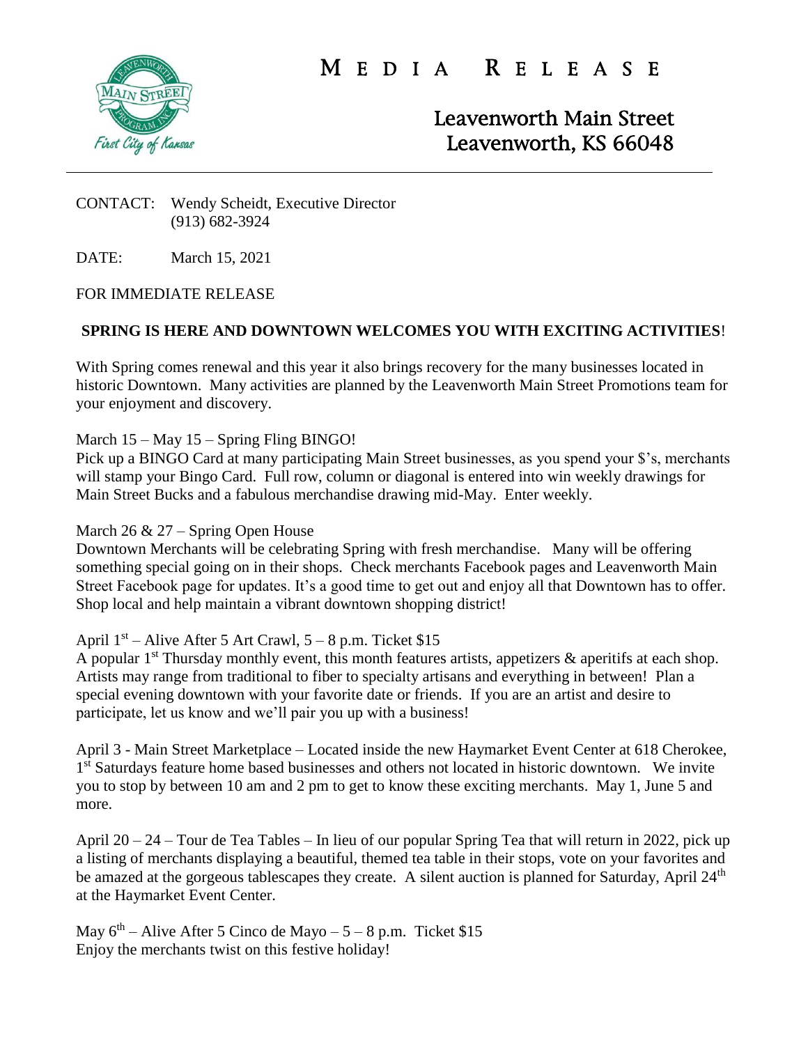# MEDIA RELEASE

Leavenworth Main Street
Leavenworth, KS 66048

CONTACT: Wendy Scheidt, Executive Director
(913) 682-3924

DATE: March 15, 2021

FOR IMMEDIATE RELEASE

## SPRING IS HERE AND DOWNTOWN WELCOMES YOU WITH EXCITING ACTIVITIES!

With Spring comes renewal and this year it also brings recovery for the many businesses located in historic Downtown. Many activities are planned by the Leavenworth Main Street Promotions team for your enjoyment and discovery.

March 15 – May 15 – Spring Fling BINGO!
Pick up a BINGO Card at many participating Main Street businesses, as you spend your $'s, merchants will stamp your Bingo Card. Full row, column or diagonal is entered into win weekly drawings for Main Street Bucks and a fabulous merchandise drawing mid-May. Enter weekly.

March 26 & 27 – Spring Open House
Downtown Merchants will be celebrating Spring with fresh merchandise. Many will be offering something special going on in their shops. Check merchants Facebook pages and Leavenworth Main Street Facebook page for updates. It's a good time to get out and enjoy all that Downtown has to offer. Shop local and help maintain a vibrant downtown shopping district!

April 1st – Alive After 5 Art Crawl, 5 – 8 p.m. Ticket $15
A popular 1st Thursday monthly event, this month features artists, appetizers & aperitifs at each shop. Artists may range from traditional to fiber to specialty artisans and everything in between! Plan a special evening downtown with your favorite date or friends. If you are an artist and desire to participate, let us know and we'll pair you up with a business!

April 3 - Main Street Marketplace – Located inside the new Haymarket Event Center at 618 Cherokee, 1st Saturdays feature home based businesses and others not located in historic downtown. We invite you to stop by between 10 am and 2 pm to get to know these exciting merchants. May 1, June 5 and more.

April 20 – 24 – Tour de Tea Tables – In lieu of our popular Spring Tea that will return in 2022, pick up a listing of merchants displaying a beautiful, themed tea table in their stops, vote on your favorites and be amazed at the gorgeous tablescapes they create. A silent auction is planned for Saturday, April 24th at the Haymarket Event Center.

May 6th – Alive After 5 Cinco de Mayo – 5 – 8 p.m. Ticket $15
Enjoy the merchants twist on this festive holiday!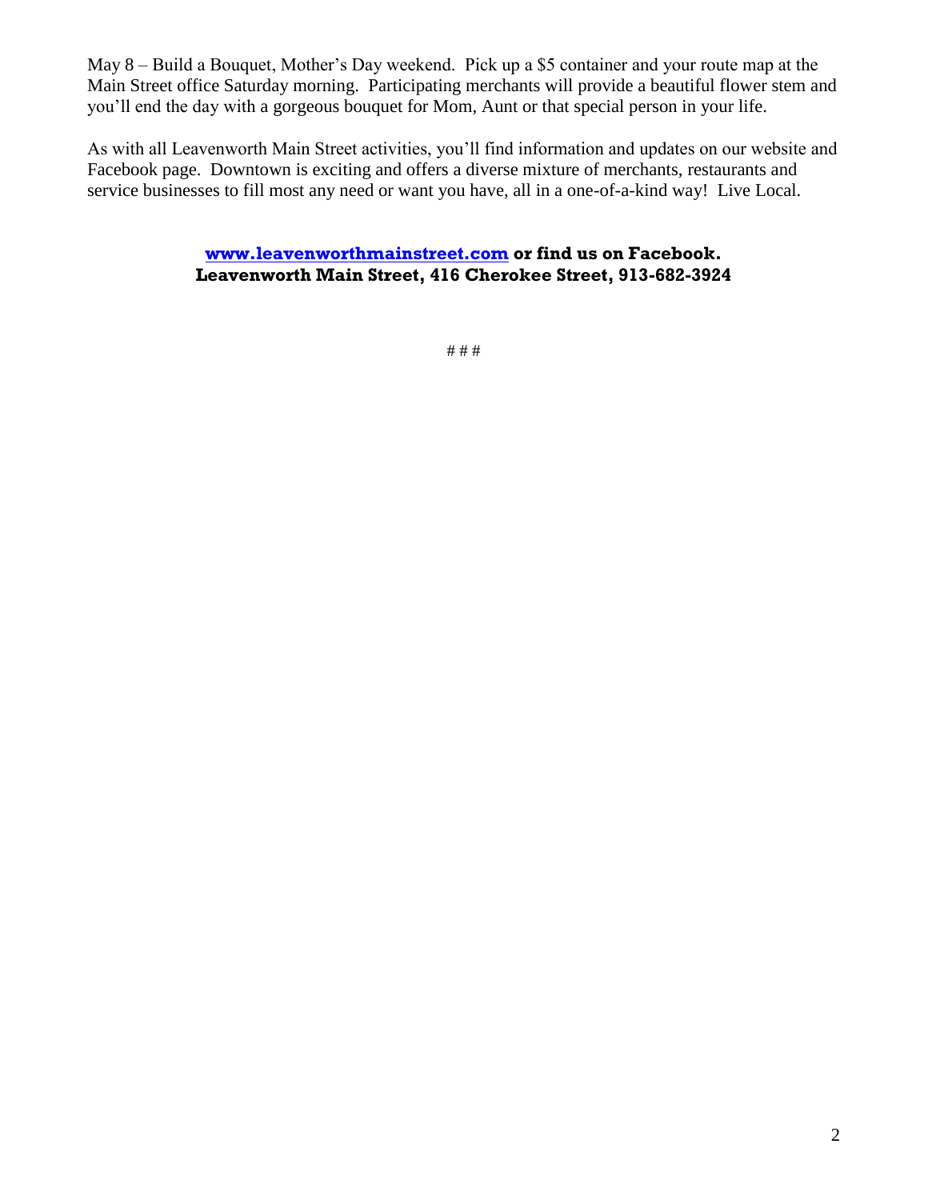May 8 – Build a Bouquet, Mother's Day weekend. Pick up a $5 container and your route map at the Main Street office Saturday morning. Participating merchants will provide a beautiful flower stem and you'll end the day with a gorgeous bouquet for Mom, Aunt or that special person in your life.

As with all Leavenworth Main Street activities, you'll find information and updates on our website and Facebook page. Downtown is exciting and offers a diverse mixture of merchants, restaurants and service businesses to fill most any need or want you have, all in a one-of-a-kind way! Live Local.

**www.leavenworthmainstreet.com or find us on Facebook.**
**Leavenworth Main Street, 416 Cherokee Street, 913-682-3924**

# # #